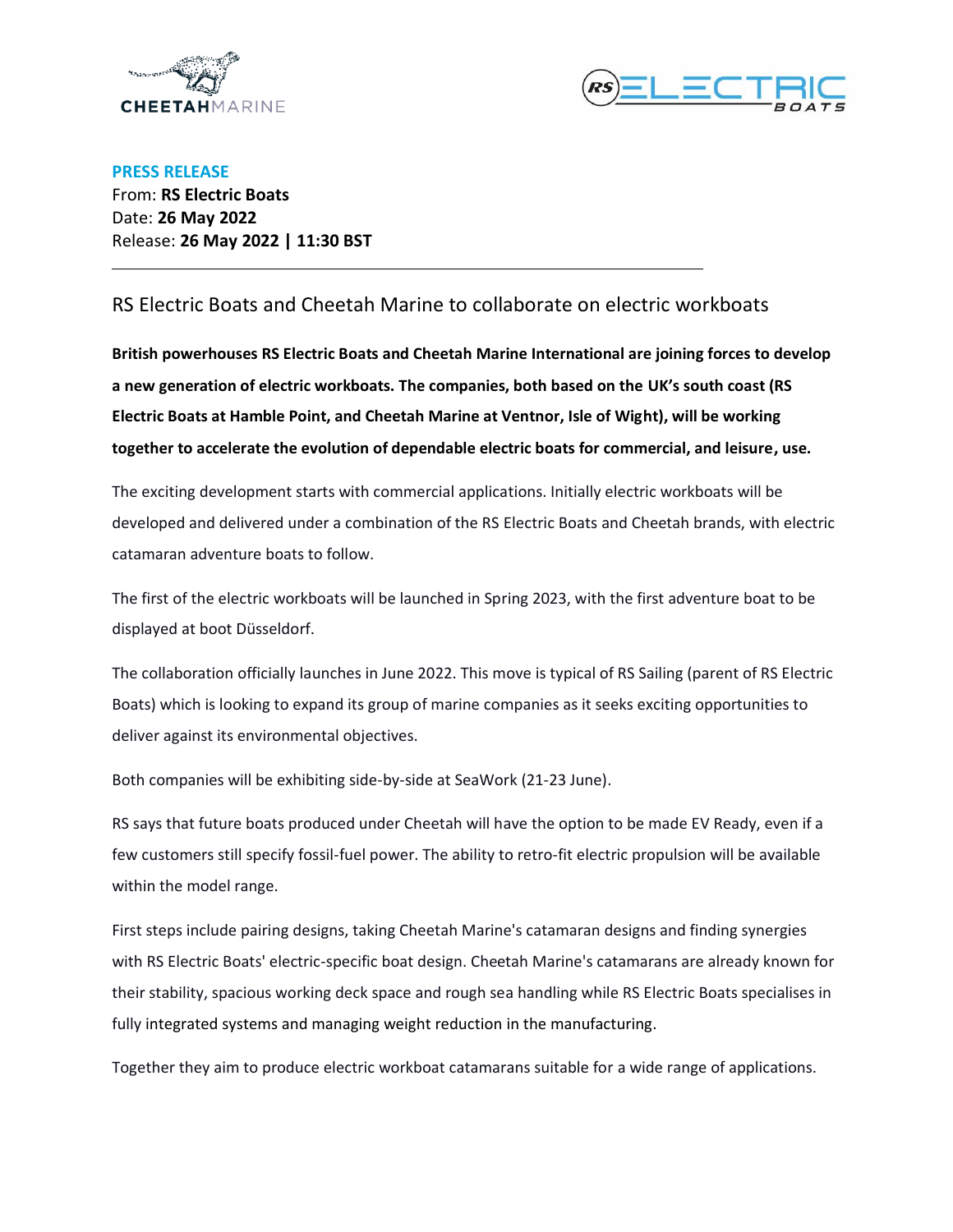**PRESS RELEASE**

From: **RS Electric Boats**
Date: **26 May 2022**
Release: **26 May 2022 | 11:30 BST**

---

# RS Electric Boats and Cheetah Marine to collaborate on electric workboats

**British powerhouses RS Electric Boats and Cheetah Marine International are joining forces to develop a new generation of electric workboats. The companies, both based on the UK's south coast (RS Electric Boats at Hamble Point, and Cheetah Marine at Ventnor, Isle of Wight), will be working together to accelerate the evolution of dependable electric boats for commercial, and leisure, use.**

The exciting development starts with commercial applications. Initially electric workboats will be developed and delivered under a combination of the RS Electric Boats and Cheetah brands, with electric catamaran adventure boats to follow.

The first of the electric workboats will be launched in Spring 2023, with the first adventure boat to be displayed at boot Düsseldorf.

The collaboration officially launches in June 2022. This move is typical of RS Sailing (parent of RS Electric Boats) which is looking to expand its group of marine companies as it seeks exciting opportunities to deliver against its environmental objectives.

Both companies will be exhibiting side-by-side at SeaWork (21-23 June).

RS says that future boats produced under Cheetah will have the option to be made EV Ready, even if a few customers still specify fossil-fuel power. The ability to retro-fit electric propulsion will be available within the model range.

First steps include pairing designs, taking Cheetah Marine's catamaran designs and finding synergies with RS Electric Boats' electric-specific boat design. Cheetah Marine's catamarans are already known for their stability, spacious working deck space and rough sea handling while RS Electric Boats specialises in fully integrated systems and managing weight reduction in the manufacturing.

Together they aim to produce electric workboat catamarans suitable for a wide range of applications.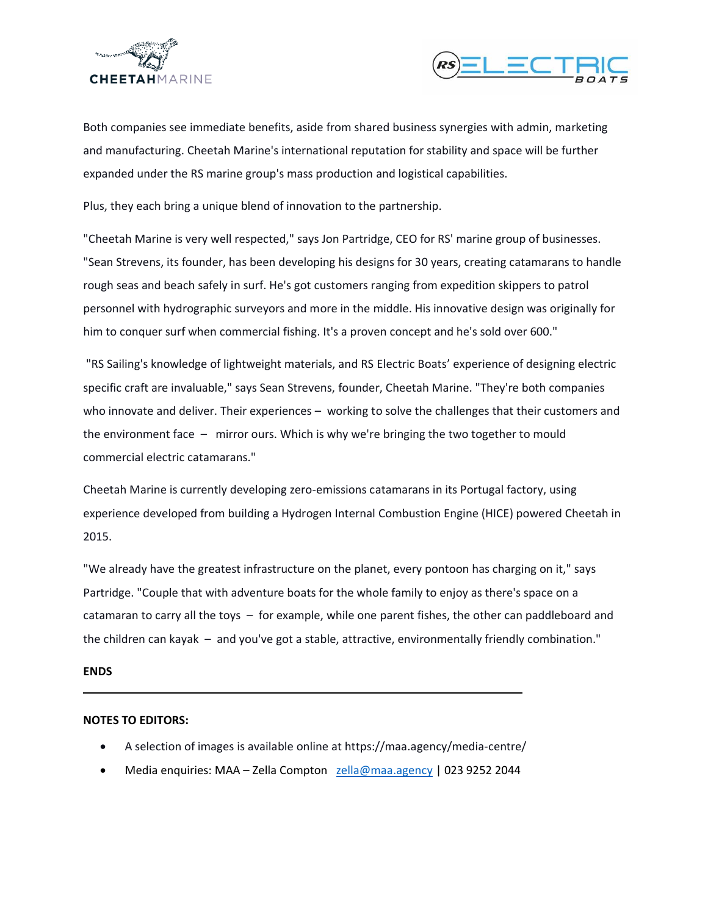Both companies see immediate benefits, aside from shared business synergies with admin, marketing and manufacturing. Cheetah Marine's international reputation for stability and space will be further expanded under the RS marine group's mass production and logistical capabilities.

Plus, they each bring a unique blend of innovation to the partnership.

"Cheetah Marine is very well respected," says Jon Partridge, CEO for RS' marine group of businesses. "Sean Strevens, its founder, has been developing his designs for 30 years, creating catamarans to handle rough seas and beach safely in surf. He's got customers ranging from expedition skippers to patrol personnel with hydrographic surveyors and more in the middle. His innovative design was originally for him to conquer surf when commercial fishing. It's a proven concept and he's sold over 600."

"RS Sailing's knowledge of lightweight materials, and RS Electric Boats' experience of designing electric specific craft are invaluable," says Sean Strevens, founder, Cheetah Marine. "They're both companies who innovate and deliver. Their experiences – working to solve the challenges that their customers and the environment face – mirror ours. Which is why we're bringing the two together to mould commercial electric catamarans."

Cheetah Marine is currently developing zero-emissions catamarans in its Portugal factory, using experience developed from building a Hydrogen Internal Combustion Engine (HICE) powered Cheetah in 2015.

"We already have the greatest infrastructure on the planet, every pontoon has charging on it," says Partridge. "Couple that with adventure boats for the whole family to enjoy as there's space on a catamaran to carry all the toys – for example, while one parent fishes, the other can paddleboard and the children can kayak – and you've got a stable, attractive, environmentally friendly combination."

**ENDS**

---

**NOTES TO EDITORS:**

- A selection of images is available online at https://maa.agency/media-centre/
- Media enquiries: MAA – Zella Compton [zella@maa.agency](mailto:zella@maa.agency) | 023 9252 2044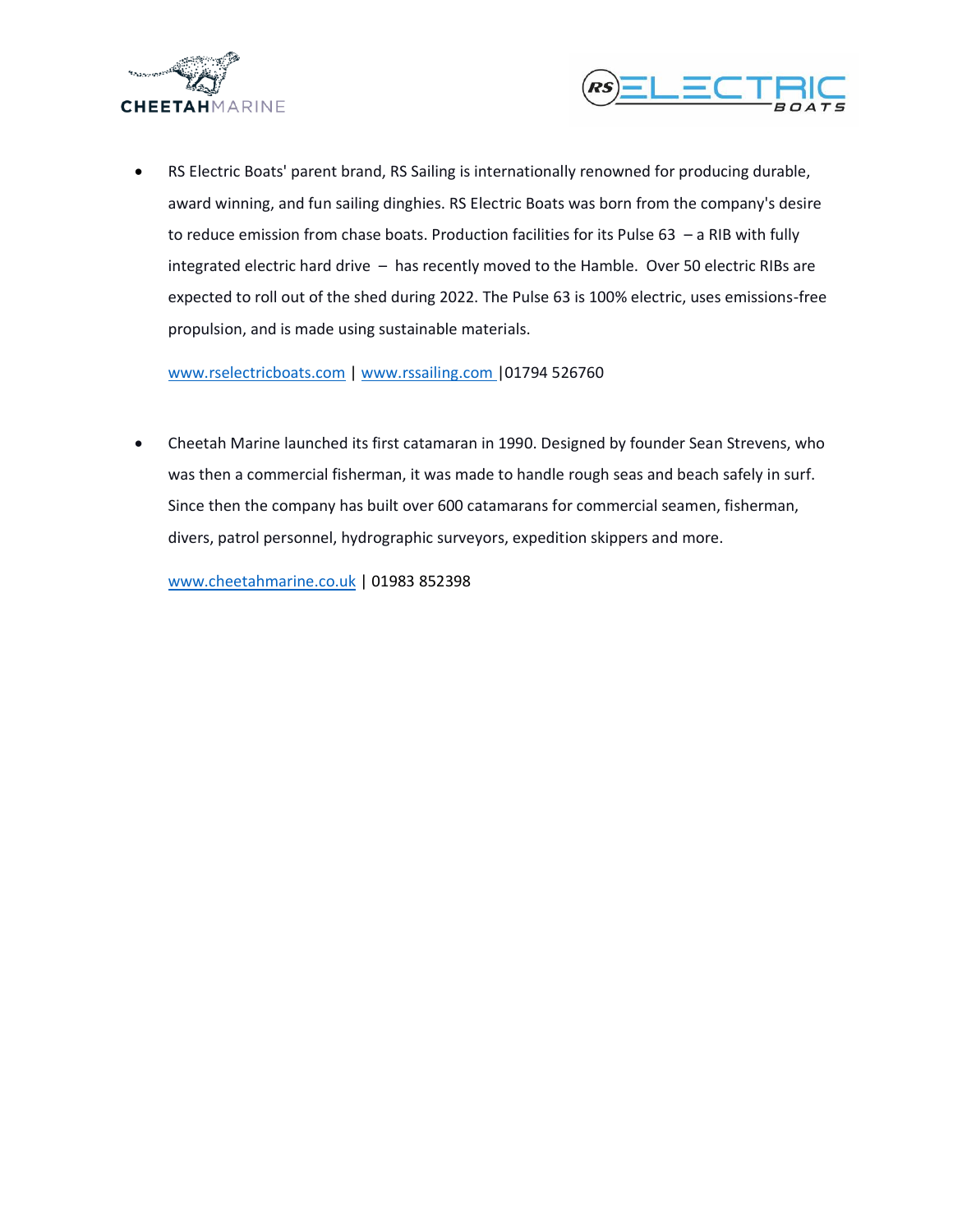- RS Electric Boats' parent brand, RS Sailing is internationally renowned for producing durable, award winning, and fun sailing dinghies. RS Electric Boats was born from the company's desire to reduce emission from chase boats. Production facilities for its Pulse 63 – a RIB with fully integrated electric hard drive – has recently moved to the Hamble. Over 50 electric RIBs are expected to roll out of the shed during 2022. The Pulse 63 is 100% electric, uses emissions-free propulsion, and is made using sustainable materials.

  www.rselectricboats.com | www.rssailing.com |01794 526760

- Cheetah Marine launched its first catamaran in 1990. Designed by founder Sean Strevens, who was then a commercial fisherman, it was made to handle rough seas and beach safely in surf. Since then the company has built over 600 catamarans for commercial seamen, fisherman, divers, patrol personnel, hydrographic surveyors, expedition skippers and more.

  www.cheetahmarine.co.uk | 01983 852398